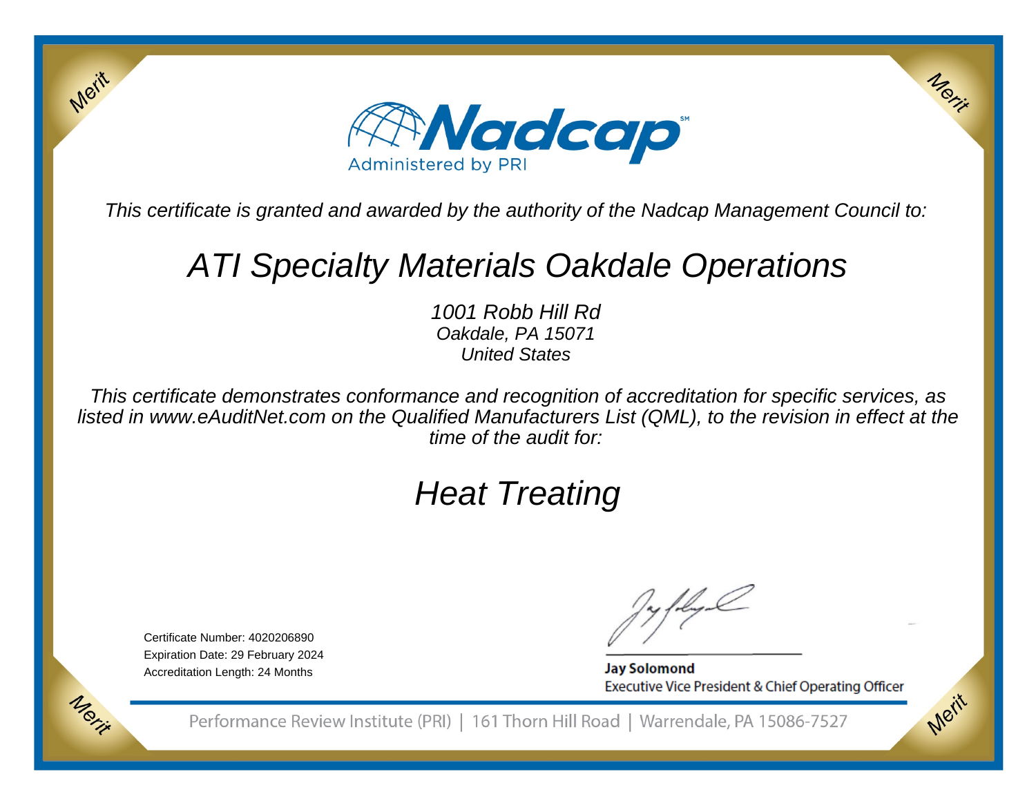Merit

Merit

# Nadcap

Administered by PRI

*This certificate is granted and awarded by the authority of the Nadcap Management Council to:*

## *ATI Specialty Materials Oakdale Operations*

*1001 Robb Hill Rd*
*Oakdale, PA 15071*
*United States*

*This certificate demonstrates conformance and recognition of accreditation for specific services, as listed in www.eAuditNet.com on the Qualified Manufacturers List (QML), to the revision in effect at the time of the audit for:*

## *Heat Treating*

Certificate Number: 4020206890
Expiration Date: 29 February 2024
Accreditation Length: 24 Months

**Jay Solomond**
Executive Vice President & Chief Operating Officer

Merit

Merit

Performance Review Institute (PRI) | 161 Thorn Hill Road | Warrendale, PA 15086-7527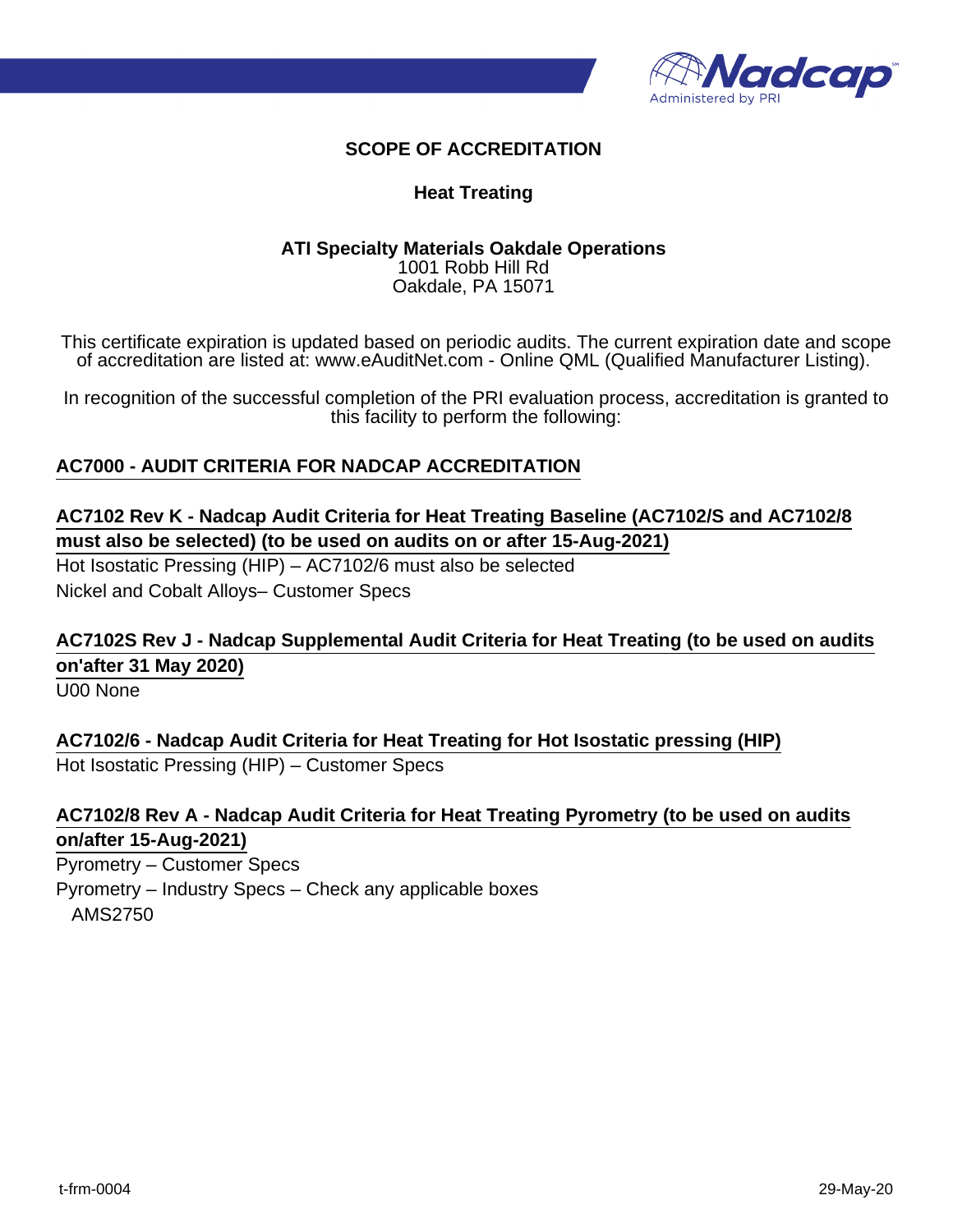## SCOPE OF ACCREDITATION

### Heat Treating

**ATI Specialty Materials Oakdale Operations**
1001 Robb Hill Rd
Oakdale, PA 15071

This certificate expiration is updated based on periodic audits. The current expiration date and scope of accreditation are listed at: www.eAuditNet.com - Online QML (Qualified Manufacturer Listing).

In recognition of the successful completion of the PRI evaluation process, accreditation is granted to this facility to perform the following:

**AC7000 - AUDIT CRITERIA FOR NADCAP ACCREDITATION**

**AC7102 Rev K - Nadcap Audit Criteria for Heat Treating Baseline (AC7102/S and AC7102/8 must also be selected) (to be used on audits on or after 15-Aug-2021)**

Hot Isostatic Pressing (HIP) – AC7102/6 must also be selected
Nickel and Cobalt Alloys– Customer Specs

**AC7102S Rev J - Nadcap Supplemental Audit Criteria for Heat Treating (to be used on audits on'after 31 May 2020)**

U00 None

**AC7102/6 - Nadcap Audit Criteria for Heat Treating for Hot Isostatic pressing (HIP)**

Hot Isostatic Pressing (HIP) – Customer Specs

**AC7102/8 Rev A - Nadcap Audit Criteria for Heat Treating Pyrometry (to be used on audits on/after 15-Aug-2021)**

Pyrometry – Customer Specs
Pyrometry – Industry Specs – Check any applicable boxes
AMS2750

t-frm-0004 29-May-20